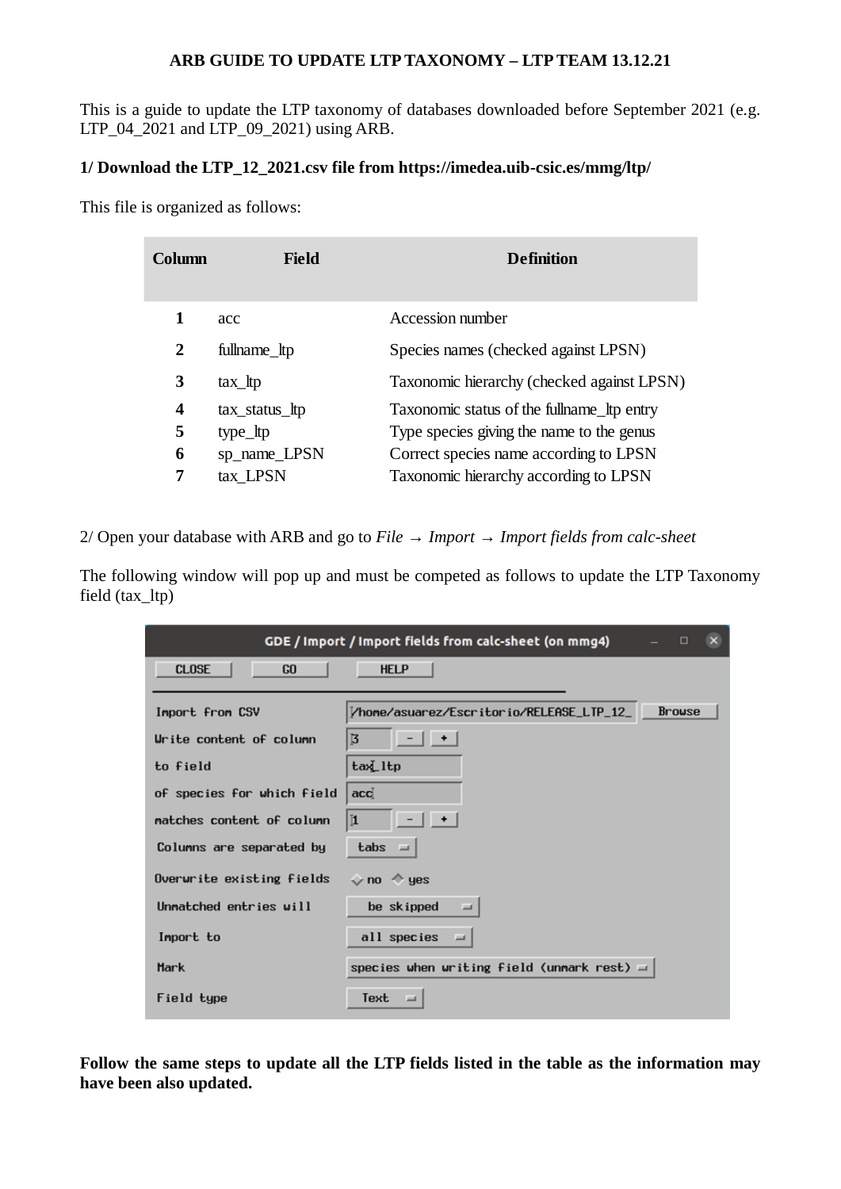**ARB GUIDE TO UPDATE LTP TAXONOMY – LTP TEAM 13.12.21**

This is a guide to update the LTP taxonomy of databases downloaded before September 2021 (e.g. LTP_04_2021 and LTP_09_2021) using ARB.

**1/ Download the LTP_12_2021.csv file from https://imedea.uib-csic.es/mmg/ltp/**

This file is organized as follows:

| Column | Field | Definition |
|---|---|---|
| **1** | acc | Accession number |
| **2** | fullname_ltp | Species names (checked against LPSN) |
| **3** | tax_ltp | Taxonomic hierarchy (checked against LPSN) |
| **4** | tax_status_ltp | Taxonomic status of the fullname_ltp entry |
| **5** | type_ltp | Type species giving the name to the genus |
| **6** | sp_name_LPSN | Correct species name according to LPSN |
| **7** | tax_LPSN | Taxonomic hierarchy according to LPSN |

2/ Open your database with ARB and go to *File → Import → Import fields from calc-sheet*

The following window will pop up and must be competed as follows to update the LTP Taxonomy field (tax_ltp)

GDE / Import / Import fields from calc-sheet (on mmg4)

CLOSE | GO | HELP

| | |
|---|---|
| Import from CSV | /home/asuarez/Escritorio/RELEASE_LTP_12_ (Browse) |
| Write content of column | 3 |
| to field | tax_ltp |
| of species for which field | acc |
| matches content of column | 1 |
| Columns are separated by | tabs |
| Overwrite existing fields | no / yes |
| Unmatched entries will | be skipped |
| Import to | all species |
| Mark | species when writing field (unmark rest) |
| Field type | Text |

**Follow the same steps to update all the LTP fields listed in the table as the information may have been also updated.**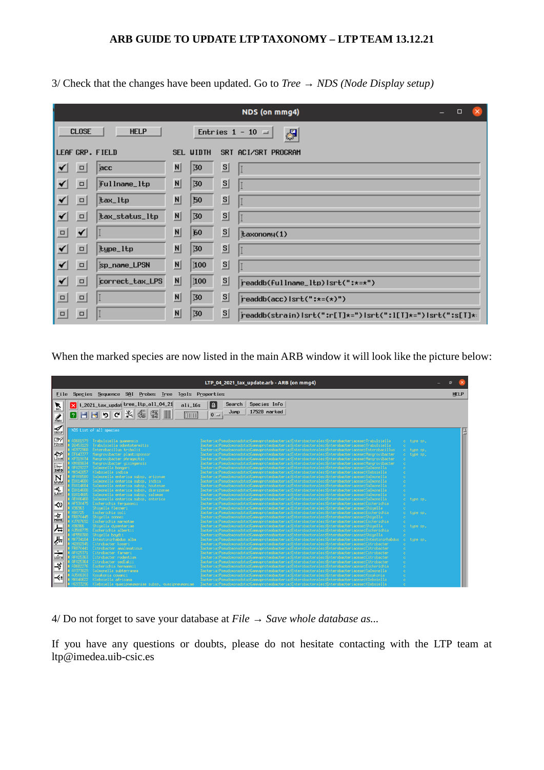3/ Check that the changes have been updated. Go to *Tree* → *NDS (Node Display setup)*

When the marked species are now listed in the main ARB window it will look like the picture below:

4/ Do not forget to save your database at *File* → *Save whole database as...*

If you have any questions or doubts, please do not hesitate contacting with the LTP team at ltp@imedea.uib-csic.es